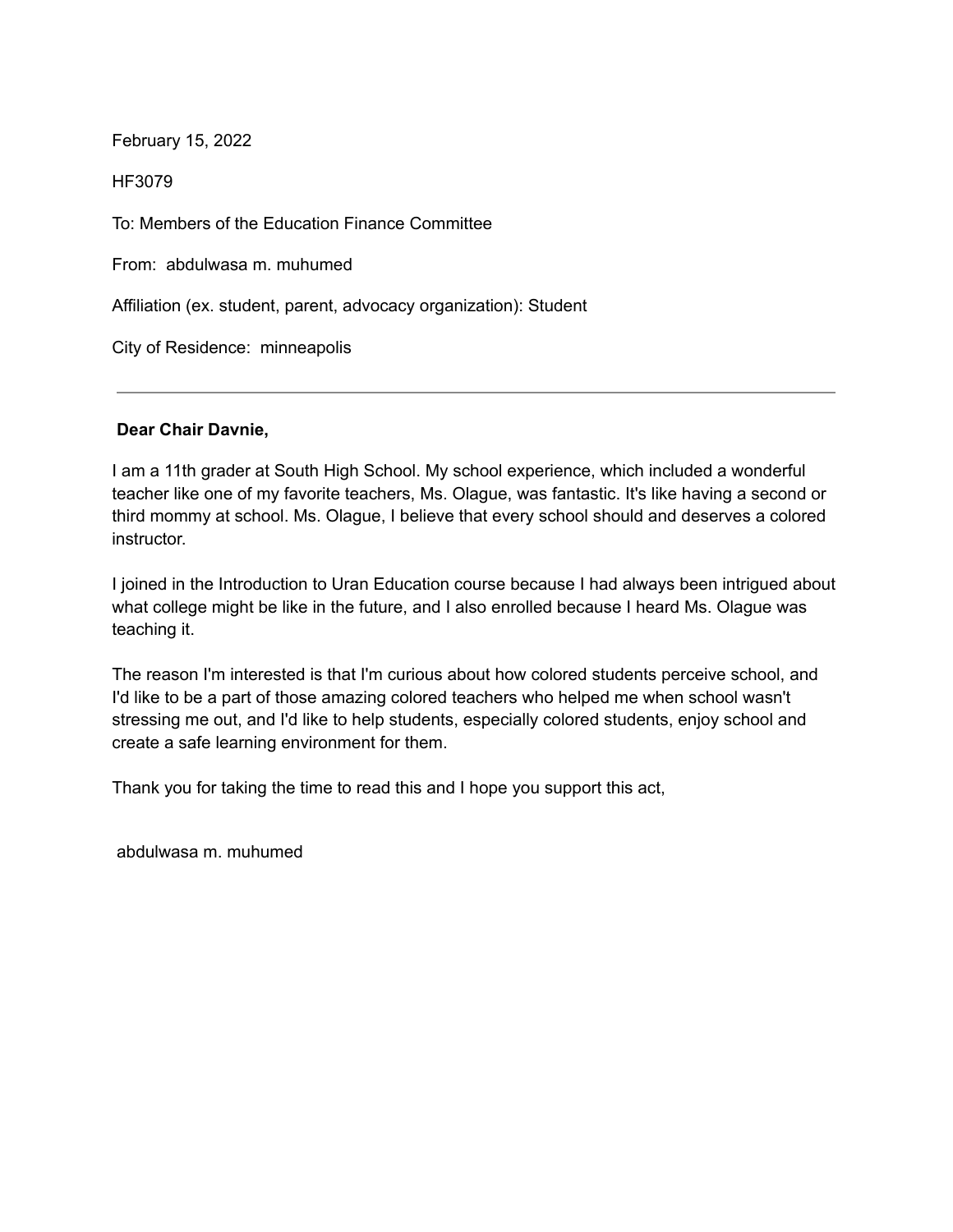February 15, 2022

HF3079

To: Members of the Education Finance Committee

From: abdulwasa m. muhumed

Affiliation (ex. student, parent, advocacy organization): Student

City of Residence: minneapolis

---

**Dear Chair Davnie,**

I am a 11th grader at South High School. My school experience, which included a wonderful teacher like one of my favorite teachers, Ms. Olague, was fantastic. It's like having a second or third mommy at school. Ms. Olague, I believe that every school should and deserves a colored instructor.

I joined in the Introduction to Uran Education course because I had always been intrigued about what college might be like in the future, and I also enrolled because I heard Ms. Olague was teaching it.

The reason I'm interested is that I'm curious about how colored students perceive school, and I'd like to be a part of those amazing colored teachers who helped me when school wasn't stressing me out, and I'd like to help students, especially colored students, enjoy school and create a safe learning environment for them.

Thank you for taking the time to read this and I hope you support this act,

abdulwasa m. muhumed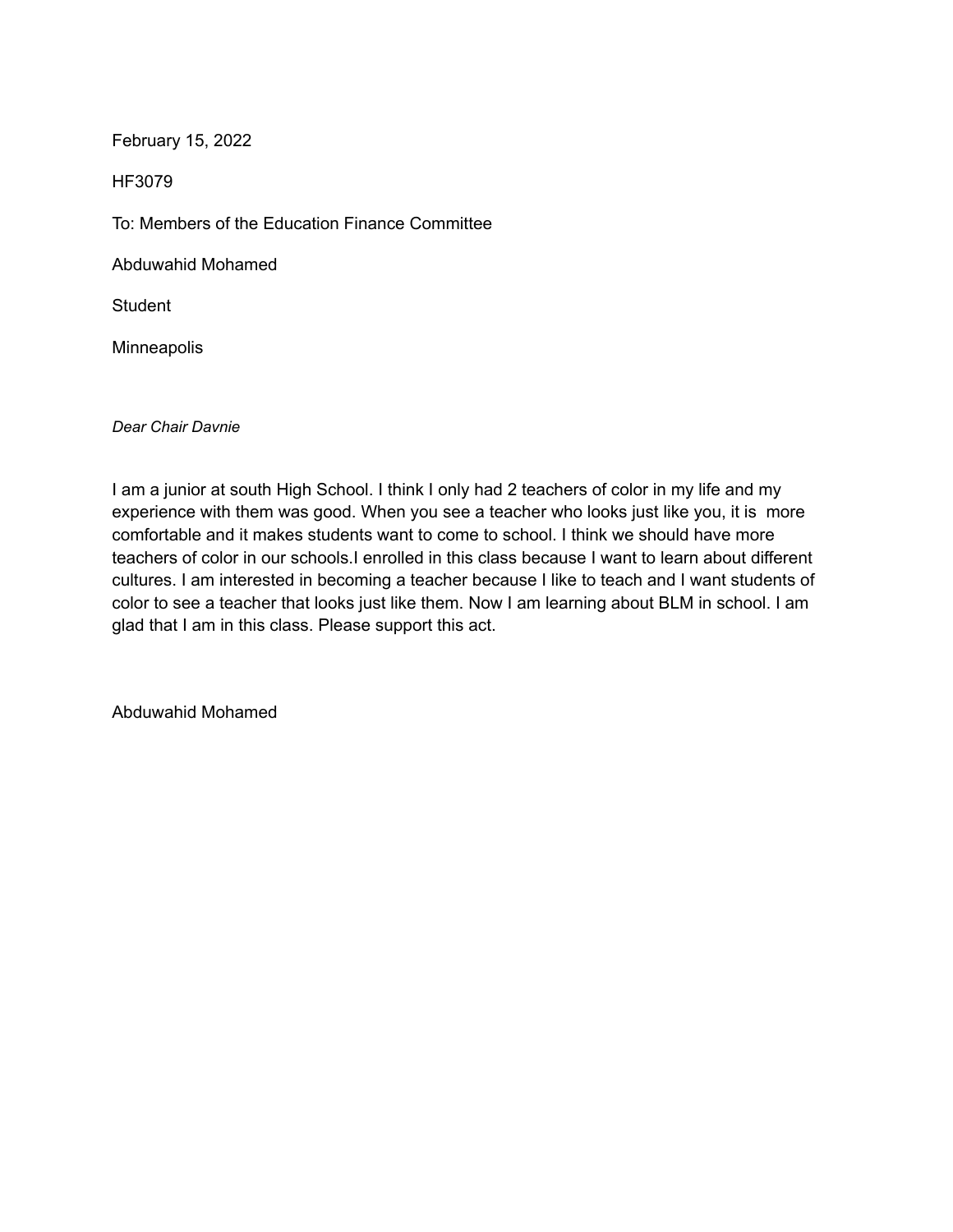February 15, 2022

HF3079

To: Members of the Education Finance Committee

Abduwahid Mohamed

Student

Minneapolis

*Dear Chair Davnie*

I am a junior at south High School. I think I only had 2 teachers of color in my life and my experience with them was good. When you see a teacher who looks just like you, it is  more comfortable and it makes students want to come to school. I think we should have more teachers of color in our schools.I enrolled in this class because I want to learn about different cultures. I am interested in becoming a teacher because I like to teach and I want students of color to see a teacher that looks just like them. Now I am learning about BLM in school. I am glad that I am in this class. Please support this act.

Abduwahid Mohamed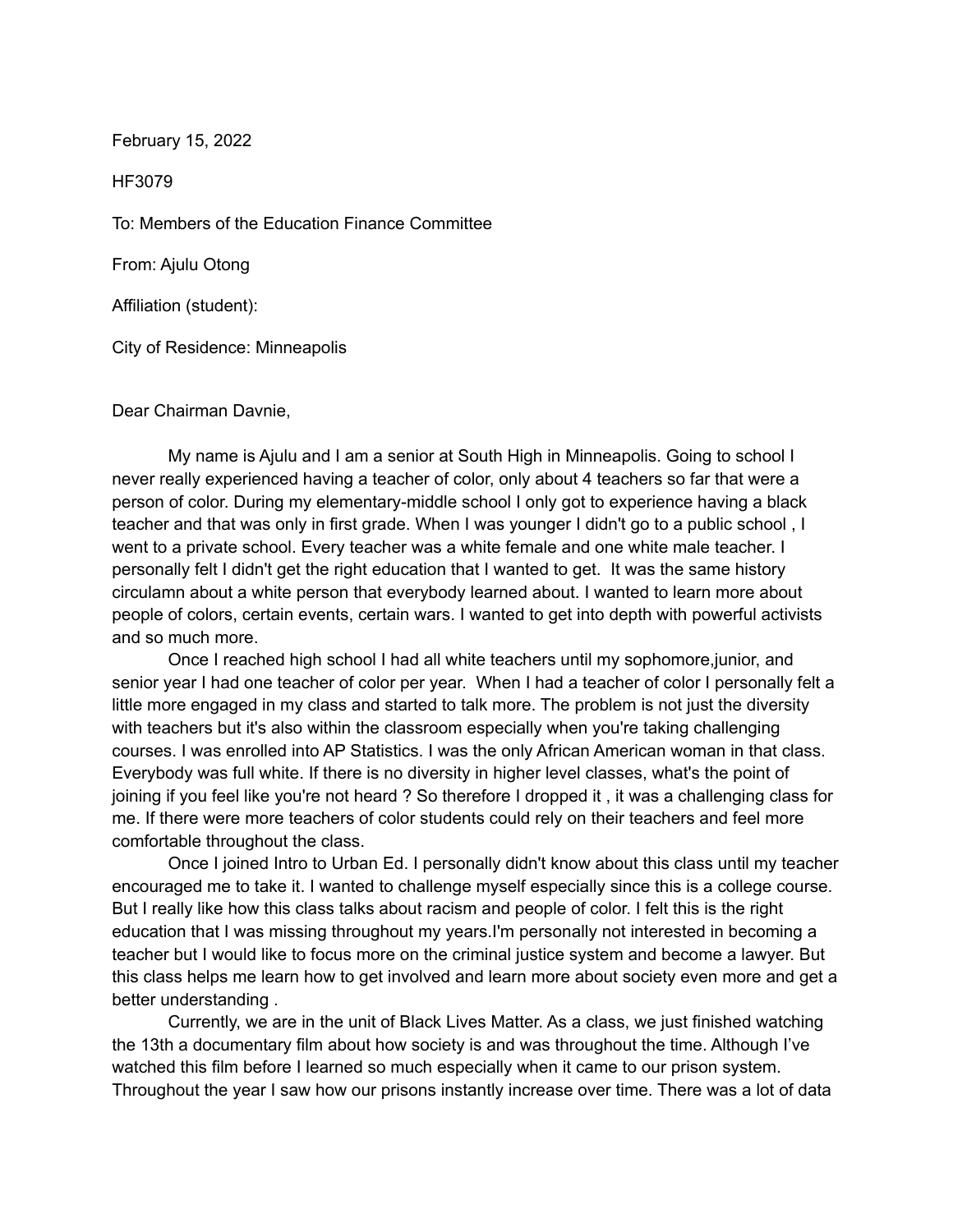February 15, 2022

HF3079

To: Members of the Education Finance Committee

From: Ajulu Otong

Affiliation (student):

City of Residence: Minneapolis

Dear Chairman Davnie,

My name is Ajulu and I am a senior at South High in Minneapolis. Going to school I never really experienced having a teacher of color, only about 4 teachers so far that were a person of color. During my elementary-middle school I only got to experience having a black teacher and that was only in first grade. When I was younger I didn't go to a public school , I went to a private school. Every teacher was a white female and one white male teacher. I personally felt I didn't get the right education that I wanted to get. It was the same history circulamn about a white person that everybody learned about. I wanted to learn more about people of colors, certain events, certain wars. I wanted to get into depth with powerful activists and so much more.

Once I reached high school I had all white teachers until my sophomore,junior, and senior year I had one teacher of color per year. When I had a teacher of color I personally felt a little more engaged in my class and started to talk more. The problem is not just the diversity with teachers but it's also within the classroom especially when you're taking challenging courses. I was enrolled into AP Statistics. I was the only African American woman in that class. Everybody was full white. If there is no diversity in higher level classes, what's the point of joining if you feel like you're not heard ? So therefore I dropped it , it was a challenging class for me. If there were more teachers of color students could rely on their teachers and feel more comfortable throughout the class.

Once I joined Intro to Urban Ed. I personally didn't know about this class until my teacher encouraged me to take it. I wanted to challenge myself especially since this is a college course. But I really like how this class talks about racism and people of color. I felt this is the right education that I was missing throughout my years.I'm personally not interested in becoming a teacher but I would like to focus more on the criminal justice system and become a lawyer. But this class helps me learn how to get involved and learn more about society even more and get a better understanding .

Currently, we are in the unit of Black Lives Matter. As a class, we just finished watching the 13th a documentary film about how society is and was throughout the time. Although I've watched this film before I learned so much especially when it came to our prison system. Throughout the year I saw how our prisons instantly increase over time. There was a lot of data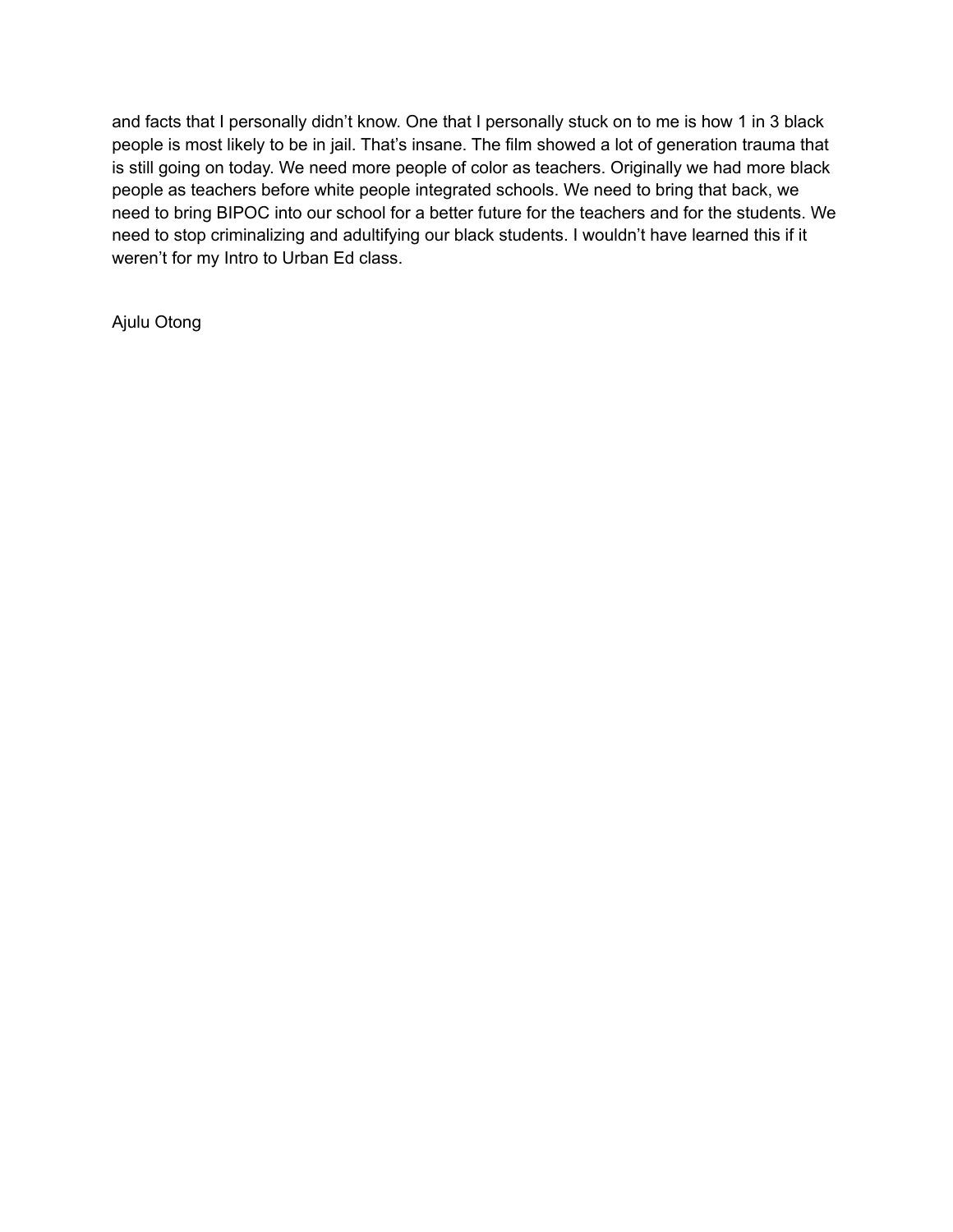and facts that I personally didn't know. One that I personally stuck on to me is how 1 in 3 black people is most likely to be in jail. That's insane. The film showed a lot of generation trauma that is still going on today. We need more people of color as teachers. Originally we had more black people as teachers before white people integrated schools. We need to bring that back, we need to bring BIPOC into our school for a better future for the teachers and for the students. We need to stop criminalizing and adultifying our black students. I wouldn't have learned this if it weren't for my Intro to Urban Ed class.

Ajulu Otong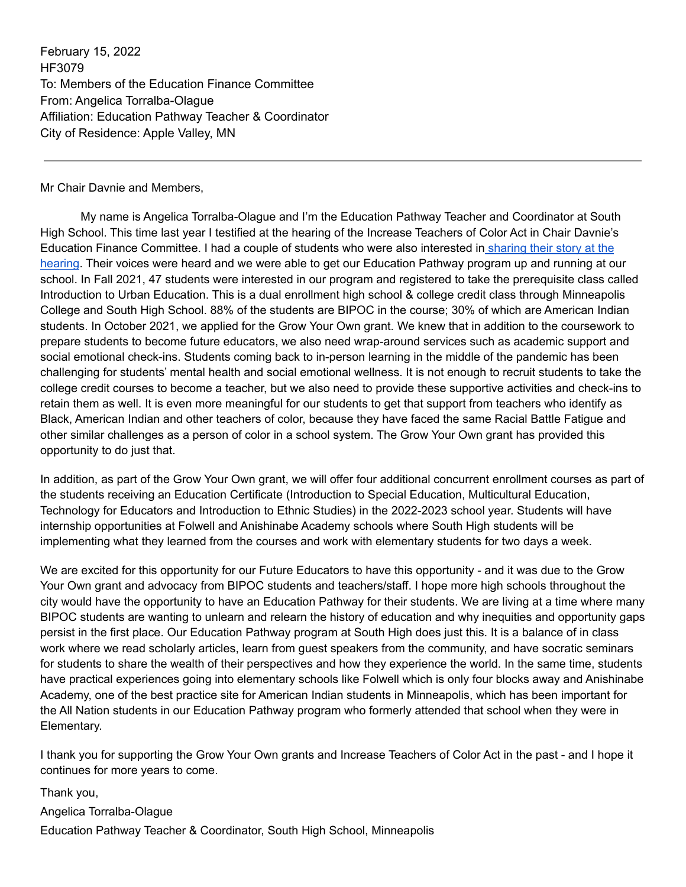February 15, 2022
HF3079
To: Members of the Education Finance Committee
From: Angelica Torralba-Olague
Affiliation: Education Pathway Teacher & Coordinator
City of Residence: Apple Valley, MN

---

Mr Chair Davnie and Members,

My name is Angelica Torralba-Olague and I'm the Education Pathway Teacher and Coordinator at South High School. This time last year I testified at the hearing of the Increase Teachers of Color Act in Chair Davnie's Education Finance Committee. I had a couple of students who were also interested in sharing their story at the hearing. Their voices were heard and we were able to get our Education Pathway program up and running at our school. In Fall 2021, 47 students were interested in our program and registered to take the prerequisite class called Introduction to Urban Education. This is a dual enrollment high school & college credit class through Minneapolis College and South High School. 88% of the students are BIPOC in the course; 30% of which are American Indian students. In October 2021, we applied for the Grow Your Own grant. We knew that in addition to the coursework to prepare students to become future educators, we also need wrap-around services such as academic support and social emotional check-ins. Students coming back to in-person learning in the middle of the pandemic has been challenging for students' mental health and social emotional wellness. It is not enough to recruit students to take the college credit courses to become a teacher, but we also need to provide these supportive activities and check-ins to retain them as well. It is even more meaningful for our students to get that support from teachers who identify as Black, American Indian and other teachers of color, because they have faced the same Racial Battle Fatigue and other similar challenges as a person of color in a school system. The Grow Your Own grant has provided this opportunity to do just that.

In addition, as part of the Grow Your Own grant, we will offer four additional concurrent enrollment courses as part of the students receiving an Education Certificate (Introduction to Special Education, Multicultural Education, Technology for Educators and Introduction to Ethnic Studies) in the 2022-2023 school year. Students will have internship opportunities at Folwell and Anishinabe Academy schools where South High students will be implementing what they learned from the courses and work with elementary students for two days a week.

We are excited for this opportunity for our Future Educators to have this opportunity - and it was due to the Grow Your Own grant and advocacy from BIPOC students and teachers/staff. I hope more high schools throughout the city would have the opportunity to have an Education Pathway for their students. We are living at a time where many BIPOC students are wanting to unlearn and relearn the history of education and why inequities and opportunity gaps persist in the first place. Our Education Pathway program at South High does just this. It is a balance of in class work where we read scholarly articles, learn from guest speakers from the community, and have socratic seminars for students to share the wealth of their perspectives and how they experience the world. In the same time, students have practical experiences going into elementary schools like Folwell which is only four blocks away and Anishinabe Academy, one of the best practice site for American Indian students in Minneapolis, which has been important for the All Nation students in our Education Pathway program who formerly attended that school when they were in Elementary.

I thank you for supporting the Grow Your Own grants and Increase Teachers of Color Act in the past - and I hope it continues for more years to come.

Thank you,
Angelica Torralba-Olague
Education Pathway Teacher & Coordinator, South High School, Minneapolis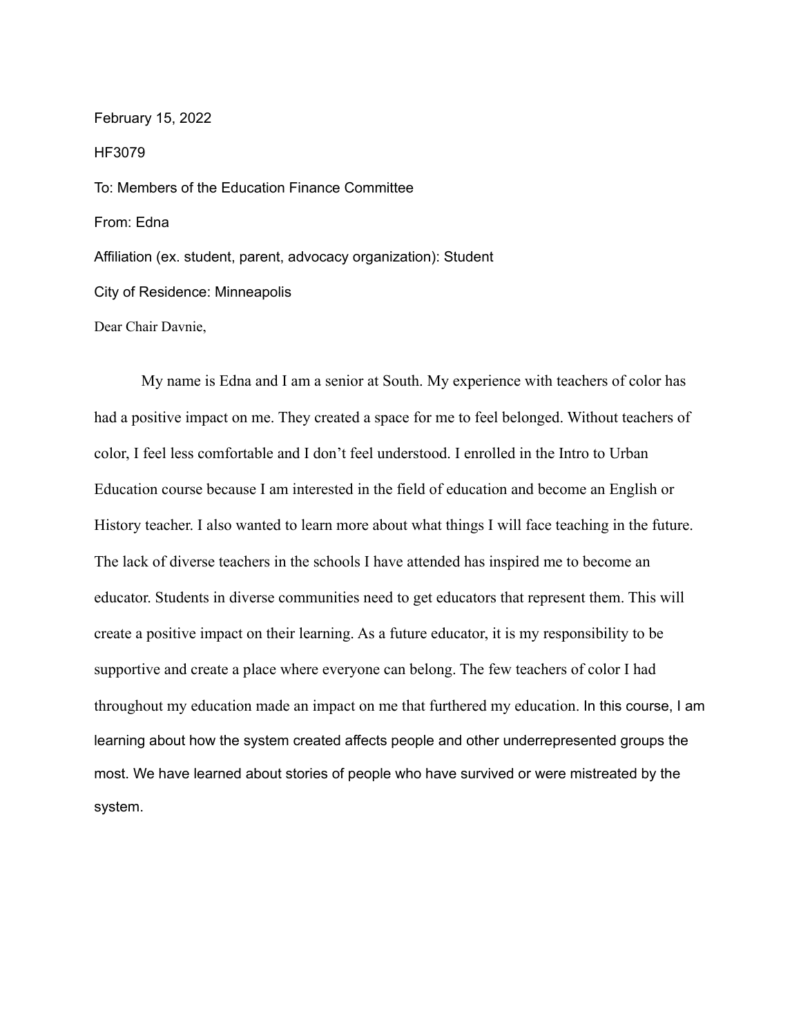February 15, 2022

HF3079

To: Members of the Education Finance Committee

From: Edna

Affiliation (ex. student, parent, advocacy organization): Student

City of Residence: Minneapolis

Dear Chair Davnie,

My name is Edna and I am a senior at South. My experience with teachers of color has had a positive impact on me. They created a space for me to feel belonged. Without teachers of color, I feel less comfortable and I don't feel understood. I enrolled in the Intro to Urban Education course because I am interested in the field of education and become an English or History teacher. I also wanted to learn more about what things I will face teaching in the future. The lack of diverse teachers in the schools I have attended has inspired me to become an educator. Students in diverse communities need to get educators that represent them. This will create a positive impact on their learning. As a future educator, it is my responsibility to be supportive and create a place where everyone can belong. The few teachers of color I had throughout my education made an impact on me that furthered my education. In this course, I am learning about how the system created affects people and other underrepresented groups the most. We have learned about stories of people who have survived or were mistreated by the system.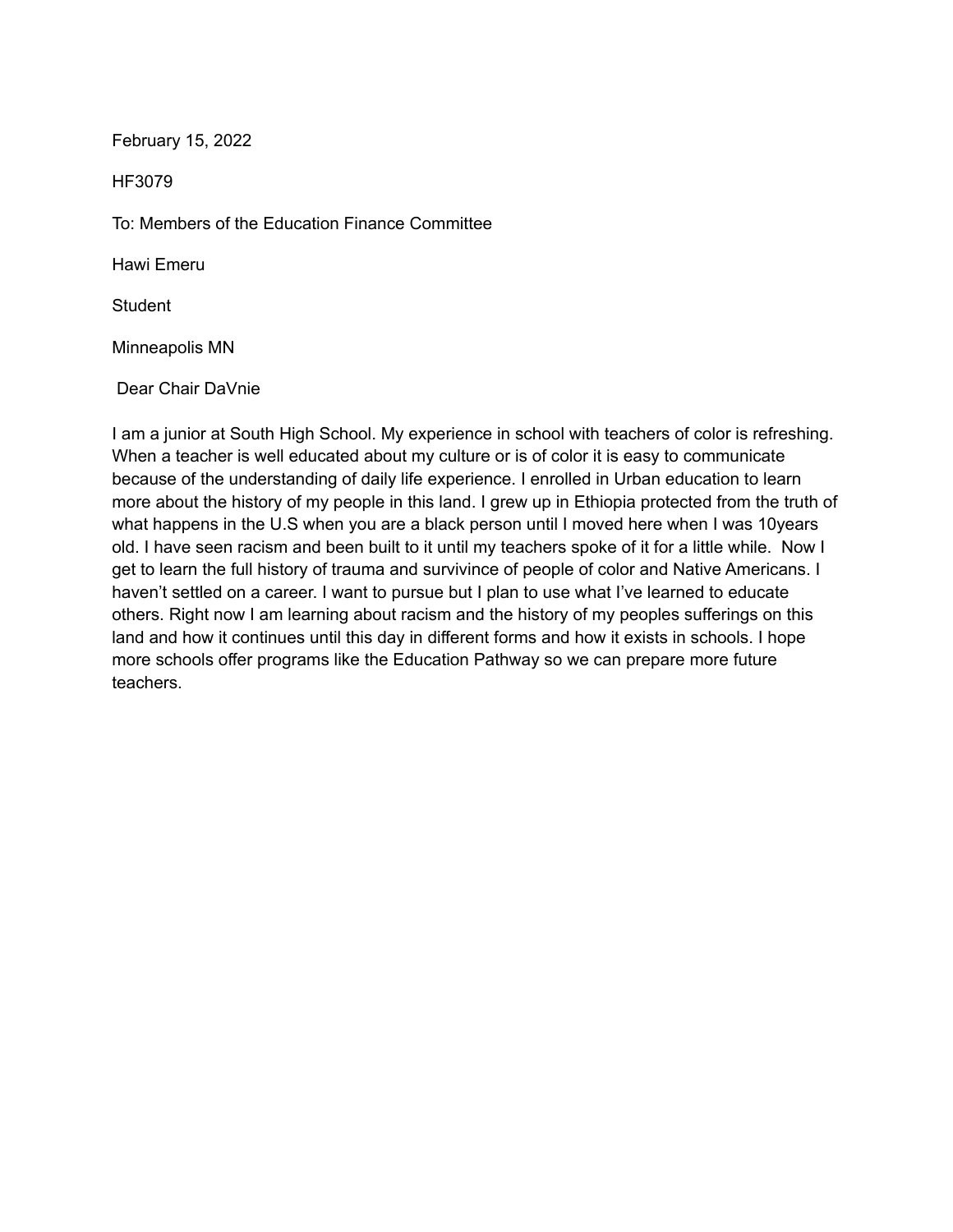February 15, 2022

HF3079

To: Members of the Education Finance Committee

Hawi Emeru

Student

Minneapolis MN

Dear Chair DaVnie

I am a junior at South High School. My experience in school with teachers of color is refreshing. When a teacher is well educated about my culture or is of color it is easy to communicate because of the understanding of daily life experience. I enrolled in Urban education to learn more about the history of my people in this land. I grew up in Ethiopia protected from the truth of what happens in the U.S when you are a black person until I moved here when I was 10years old. I have seen racism and been built to it until my teachers spoke of it for a little while. Now I get to learn the full history of trauma and survivince of people of color and Native Americans. I haven't settled on a career. I want to pursue but I plan to use what I've learned to educate others. Right now I am learning about racism and the history of my peoples sufferings on this land and how it continues until this day in different forms and how it exists in schools. I hope more schools offer programs like the Education Pathway so we can prepare more future teachers.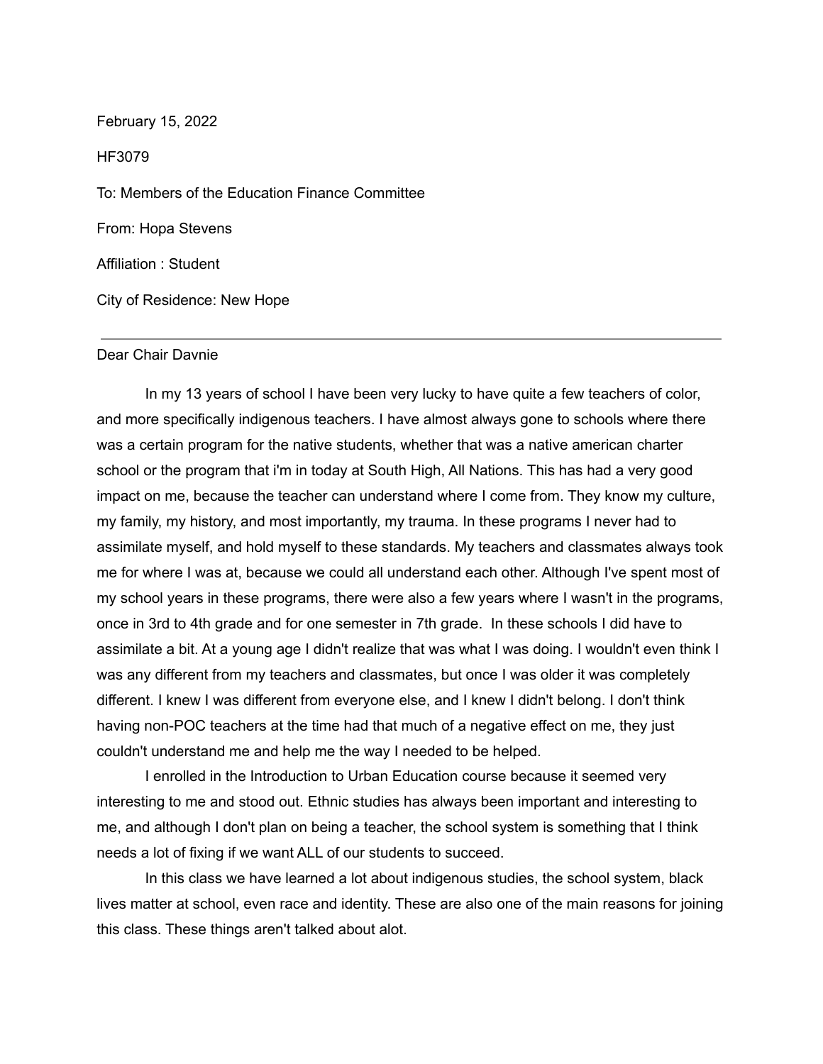February 15, 2022

HF3079

To: Members of the Education Finance Committee

From: Hopa Stevens

Affiliation : Student

City of Residence: New Hope

---

Dear Chair Davnie

In my 13 years of school I have been very lucky to have quite a few teachers of color, and more specifically indigenous teachers. I have almost always gone to schools where there was a certain program for the native students, whether that was a native american charter school or the program that i'm in today at South High, All Nations. This has had a very good impact on me, because the teacher can understand where I come from. They know my culture, my family, my history, and most importantly, my trauma. In these programs I never had to assimilate myself, and hold myself to these standards. My teachers and classmates always took me for where I was at, because we could all understand each other. Although I've spent most of my school years in these programs, there were also a few years where I wasn't in the programs, once in 3rd to 4th grade and for one semester in 7th grade. In these schools I did have to assimilate a bit. At a young age I didn't realize that was what I was doing. I wouldn't even think I was any different from my teachers and classmates, but once I was older it was completely different. I knew I was different from everyone else, and I knew I didn't belong. I don't think having non-POC teachers at the time had that much of a negative effect on me, they just couldn't understand me and help me the way I needed to be helped.

I enrolled in the Introduction to Urban Education course because it seemed very interesting to me and stood out. Ethnic studies has always been important and interesting to me, and although I don't plan on being a teacher, the school system is something that I think needs a lot of fixing if we want ALL of our students to succeed.

In this class we have learned a lot about indigenous studies, the school system, black lives matter at school, even race and identity. These are also one of the main reasons for joining this class. These things aren't talked about alot.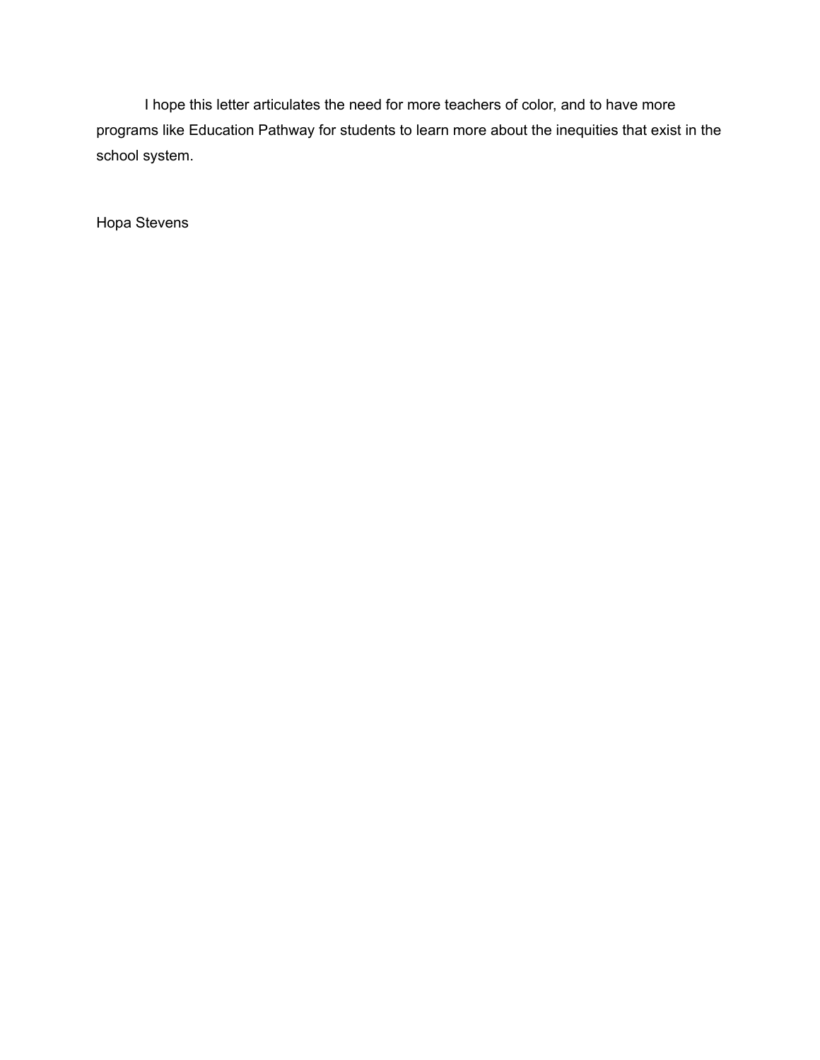I hope this letter articulates the need for more teachers of color, and to have more programs like Education Pathway for students to learn more about the inequities that exist in the school system.

Hopa Stevens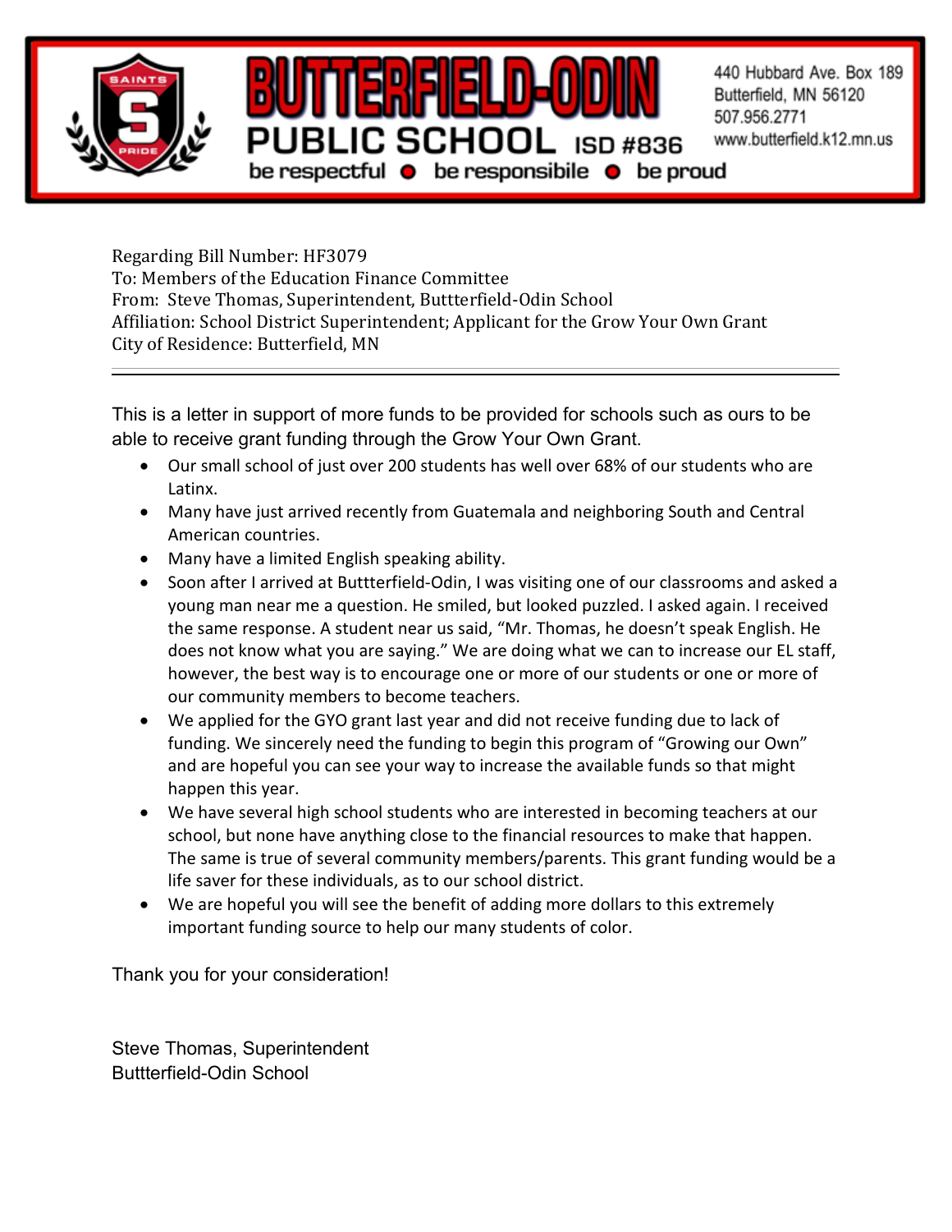# BUTTERFIELD-ODIN PUBLIC SCHOOL ISD #836

be respectful ● be responsibile ● be proud

440 Hubbard Ave. Box 189
Butterfield, MN 56120
507.956.2771
www.butterfield.k12.mn.us

Regarding Bill Number: HF3079
To: Members of the Education Finance Committee
From: Steve Thomas, Superintendent, Buttterfield-Odin School
Affiliation: School District Superintendent; Applicant for the Grow Your Own Grant
City of Residence: Butterfield, MN

---

This is a letter in support of more funds to be provided for schools such as ours to be able to receive grant funding through the Grow Your Own Grant.

- Our small school of just over 200 students has well over 68% of our students who are Latinx.
- Many have just arrived recently from Guatemala and neighboring South and Central American countries.
- Many have a limited English speaking ability.
- Soon after I arrived at Buttterfield-Odin, I was visiting one of our classrooms and asked a young man near me a question. He smiled, but looked puzzled. I asked again. I received the same response. A student near us said, "Mr. Thomas, he doesn't speak English. He does not know what you are saying." We are doing what we can to increase our EL staff, however, the best way is to encourage one or more of our students or one or more of our community members to become teachers.
- We applied for the GYO grant last year and did not receive funding due to lack of funding. We sincerely need the funding to begin this program of "Growing our Own" and are hopeful you can see your way to increase the available funds so that might happen this year.
- We have several high school students who are interested in becoming teachers at our school, but none have anything close to the financial resources to make that happen. The same is true of several community members/parents. This grant funding would be a life saver for these individuals, as to our school district.
- We are hopeful you will see the benefit of adding more dollars to this extremely important funding source to help our many students of color.

Thank you for your consideration!

Steve Thomas, Superintendent
Buttterfield-Odin School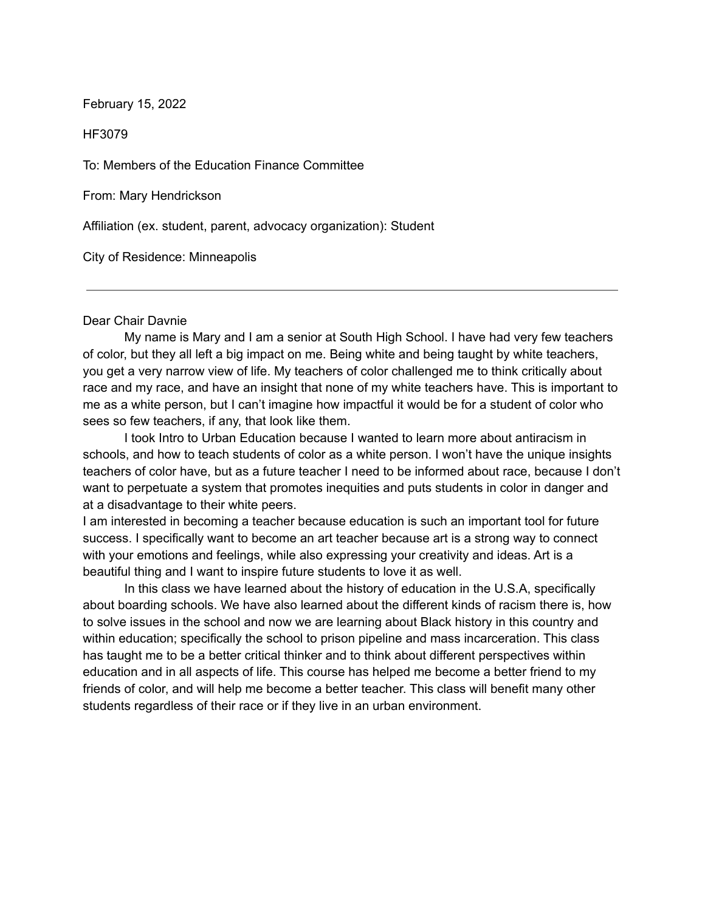February 15, 2022

HF3079

To: Members of the Education Finance Committee

From: Mary Hendrickson

Affiliation (ex. student, parent, advocacy organization): Student

City of Residence: Minneapolis

---

Dear Chair Davnie

My name is Mary and I am a senior at South High School. I have had very few teachers of color, but they all left a big impact on me. Being white and being taught by white teachers, you get a very narrow view of life. My teachers of color challenged me to think critically about race and my race, and have an insight that none of my white teachers have. This is important to me as a white person, but I can't imagine how impactful it would be for a student of color who sees so few teachers, if any, that look like them.

I took Intro to Urban Education because I wanted to learn more about antiracism in schools, and how to teach students of color as a white person. I won't have the unique insights teachers of color have, but as a future teacher I need to be informed about race, because I don't want to perpetuate a system that promotes inequities and puts students in color in danger and at a disadvantage to their white peers.

I am interested in becoming a teacher because education is such an important tool for future success. I specifically want to become an art teacher because art is a strong way to connect with your emotions and feelings, while also expressing your creativity and ideas. Art is a beautiful thing and I want to inspire future students to love it as well.

In this class we have learned about the history of education in the U.S.A, specifically about boarding schools. We have also learned about the different kinds of racism there is, how to solve issues in the school and now we are learning about Black history in this country and within education; specifically the school to prison pipeline and mass incarceration. This class has taught me to be a better critical thinker and to think about different perspectives within education and in all aspects of life. This course has helped me become a better friend to my friends of color, and will help me become a better teacher. This class will benefit many other students regardless of their race or if they live in an urban environment.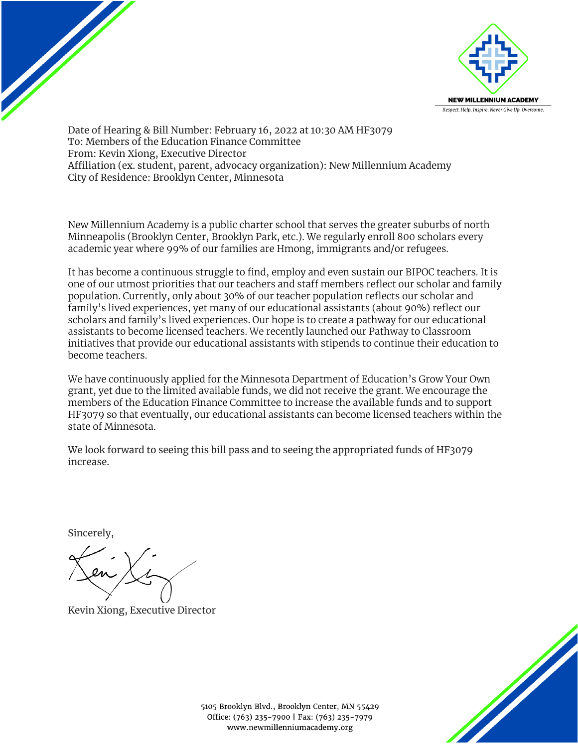NEW MILLENNIUM ACADEMY

Respect. Help. Inspire. Never Give Up. Overcome.

Date of Hearing & Bill Number: February 16, 2022 at 10:30 AM HF3079
To: Members of the Education Finance Committee
From: Kevin Xiong, Executive Director
Affiliation (ex. student, parent, advocacy organization): New Millennium Academy
City of Residence: Brooklyn Center, Minnesota

New Millennium Academy is a public charter school that serves the greater suburbs of north Minneapolis (Brooklyn Center, Brooklyn Park, etc.). We regularly enroll 800 scholars every academic year where 99% of our families are Hmong, immigrants and/or refugees.

It has become a continuous struggle to find, employ and even sustain our BIPOC teachers. It is one of our utmost priorities that our teachers and staff members reflect our scholar and family population. Currently, only about 30% of our teacher population reflects our scholar and family's lived experiences, yet many of our educational assistants (about 90%) reflect our scholars and family's lived experiences. Our hope is to create a pathway for our educational assistants to become licensed teachers. We recently launched our Pathway to Classroom initiatives that provide our educational assistants with stipends to continue their education to become teachers.

We have continuously applied for the Minnesota Department of Education's Grow Your Own grant, yet due to the limited available funds, we did not receive the grant. We encourage the members of the Education Finance Committee to increase the available funds and to support HF3079 so that eventually, our educational assistants can become licensed teachers within the state of Minnesota.

We look forward to seeing this bill pass and to seeing the appropriated funds of HF3079 increase.

Sincerely,

Kevin Xiong, Executive Director

5105 Brooklyn Blvd., Brooklyn Center, MN 55429
Office: (763) 235-7900 | Fax: (763) 235-7979
www.newmillenniumacademy.org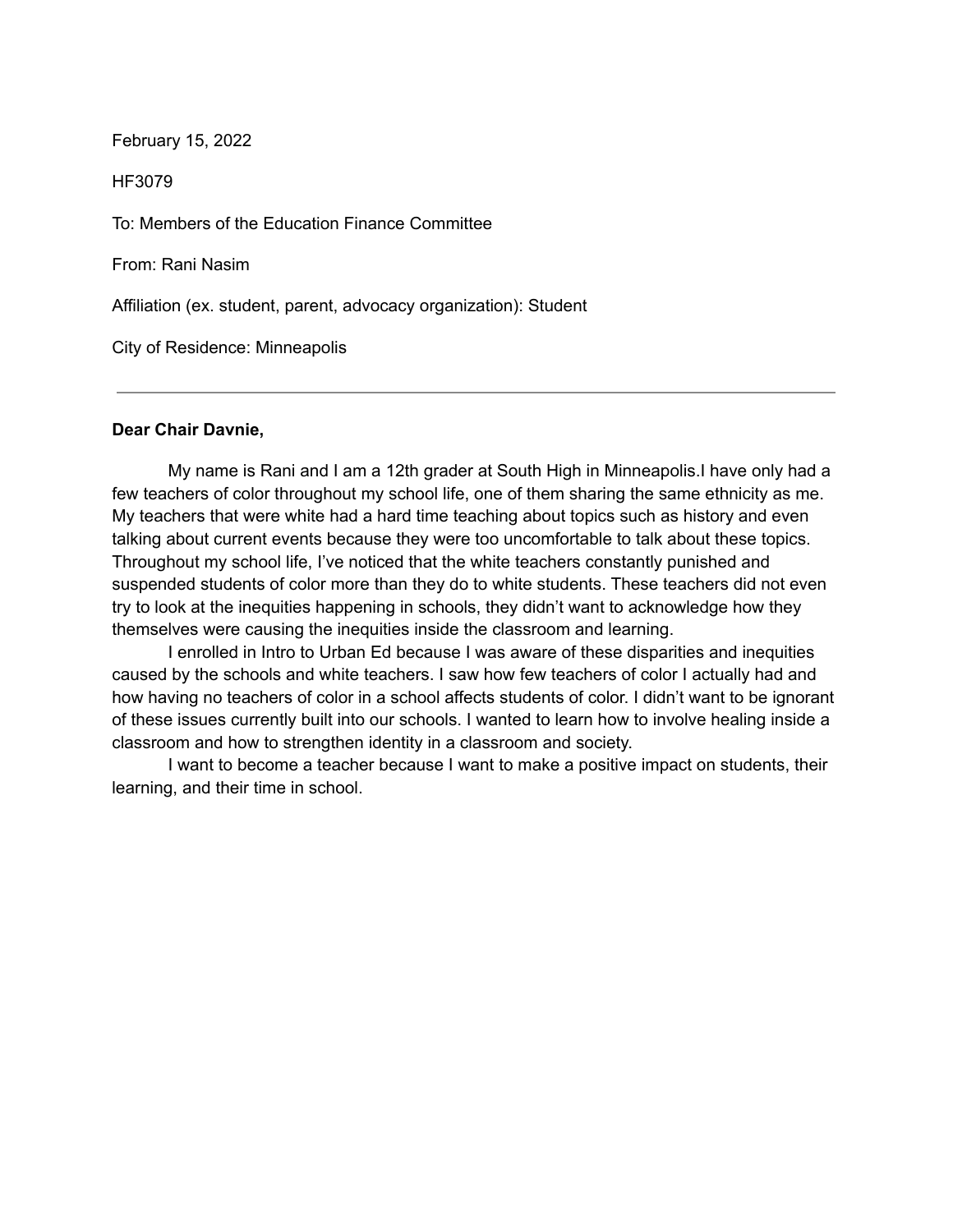February 15, 2022

HF3079

To: Members of the Education Finance Committee

From: Rani Nasim

Affiliation (ex. student, parent, advocacy organization): Student

City of Residence: Minneapolis

---

**Dear Chair Davnie,**

My name is Rani and I am a 12th grader at South High in Minneapolis.I have only had a few teachers of color throughout my school life, one of them sharing the same ethnicity as me. My teachers that were white had a hard time teaching about topics such as history and even talking about current events because they were too uncomfortable to talk about these topics. Throughout my school life, I've noticed that the white teachers constantly punished and suspended students of color more than they do to white students. These teachers did not even try to look at the inequities happening in schools, they didn't want to acknowledge how they themselves were causing the inequities inside the classroom and learning.

I enrolled in Intro to Urban Ed because I was aware of these disparities and inequities caused by the schools and white teachers. I saw how few teachers of color I actually had and how having no teachers of color in a school affects students of color. I didn't want to be ignorant of these issues currently built into our schools. I wanted to learn how to involve healing inside a classroom and how to strengthen identity in a classroom and society.

I want to become a teacher because I want to make a positive impact on students, their learning, and their time in school.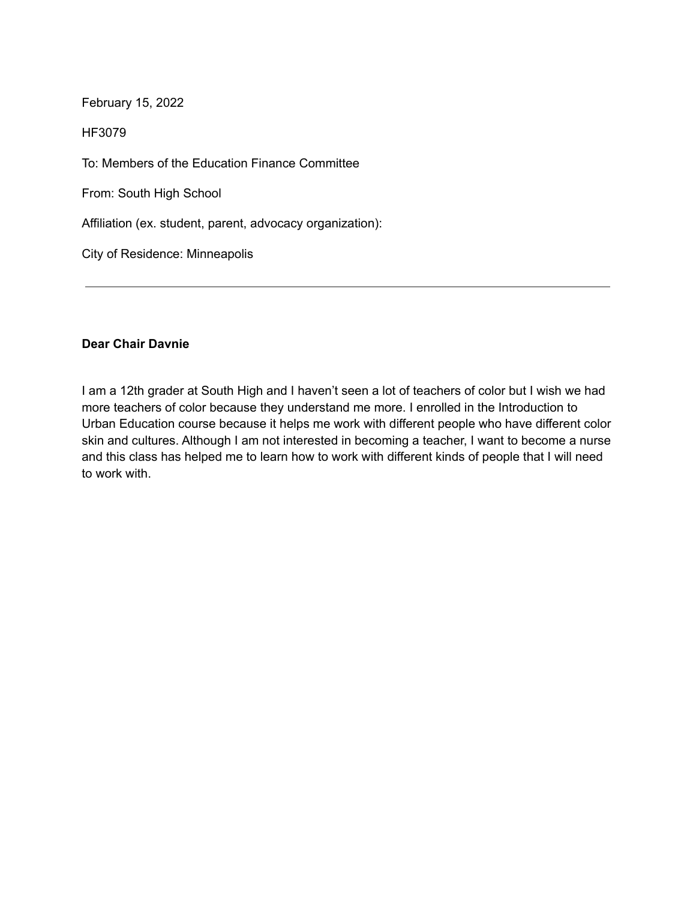February 15, 2022

HF3079

To: Members of the Education Finance Committee

From: South High School

Affiliation (ex. student, parent, advocacy organization):

City of Residence: Minneapolis

---

**Dear Chair Davnie**

I am a 12th grader at South High and I haven't seen a lot of teachers of color but I wish we had more teachers of color because they understand me more. I enrolled in the Introduction to Urban Education course because it helps me work with different people who have different color skin and cultures. Although I am not interested in becoming a teacher, I want to become a nurse and this class has helped me to learn how to work with different kinds of people that I will need to work with.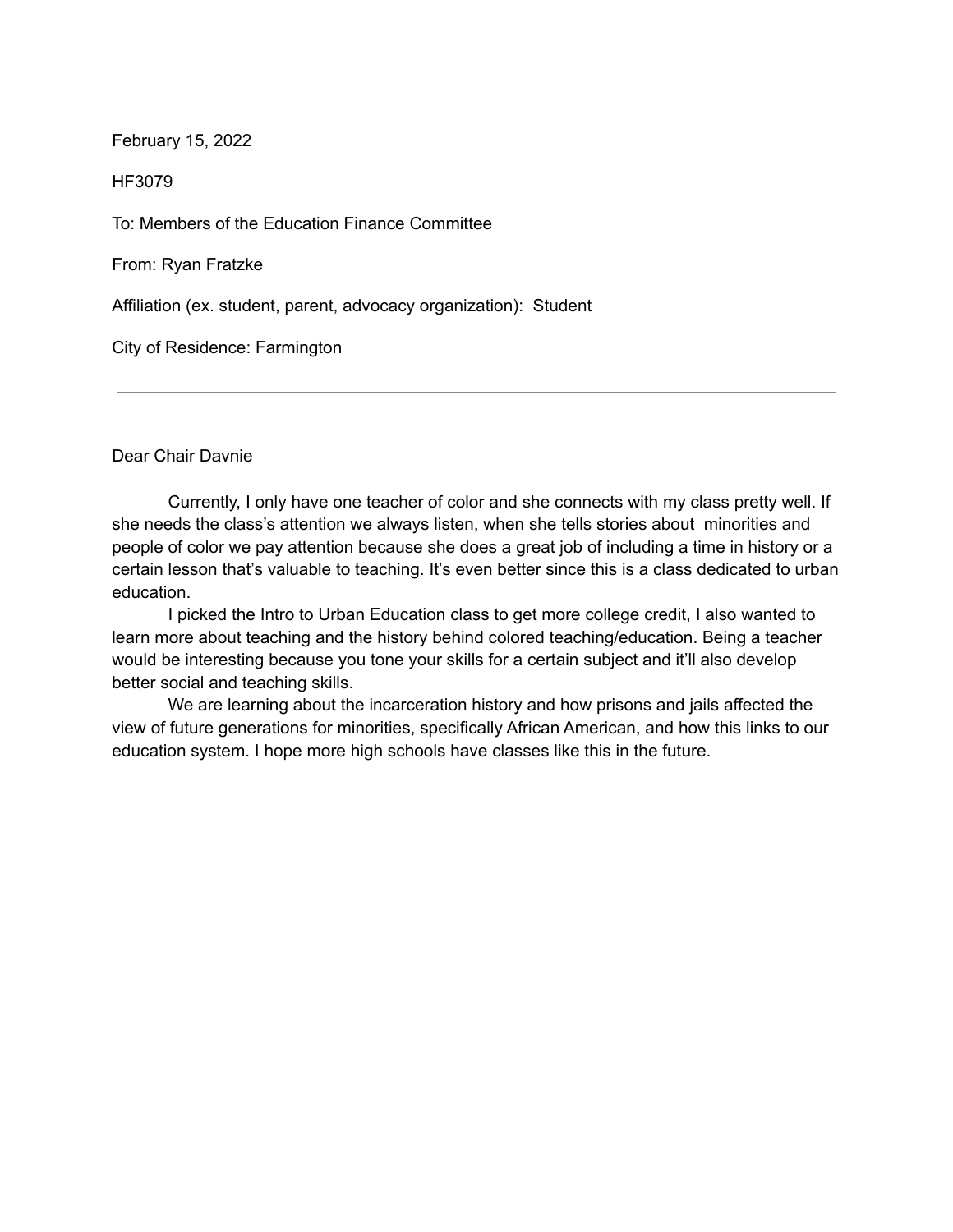February 15, 2022

HF3079

To: Members of the Education Finance Committee

From: Ryan Fratzke

Affiliation (ex. student, parent, advocacy organization): Student

City of Residence: Farmington

---

Dear Chair Davnie

Currently, I only have one teacher of color and she connects with my class pretty well. If she needs the class's attention we always listen, when she tells stories about minorities and people of color we pay attention because she does a great job of including a time in history or a certain lesson that's valuable to teaching. It's even better since this is a class dedicated to urban education.

I picked the Intro to Urban Education class to get more college credit, I also wanted to learn more about teaching and the history behind colored teaching/education. Being a teacher would be interesting because you tone your skills for a certain subject and it'll also develop better social and teaching skills.

We are learning about the incarceration history and how prisons and jails affected the view of future generations for minorities, specifically African American, and how this links to our education system. I hope more high schools have classes like this in the future.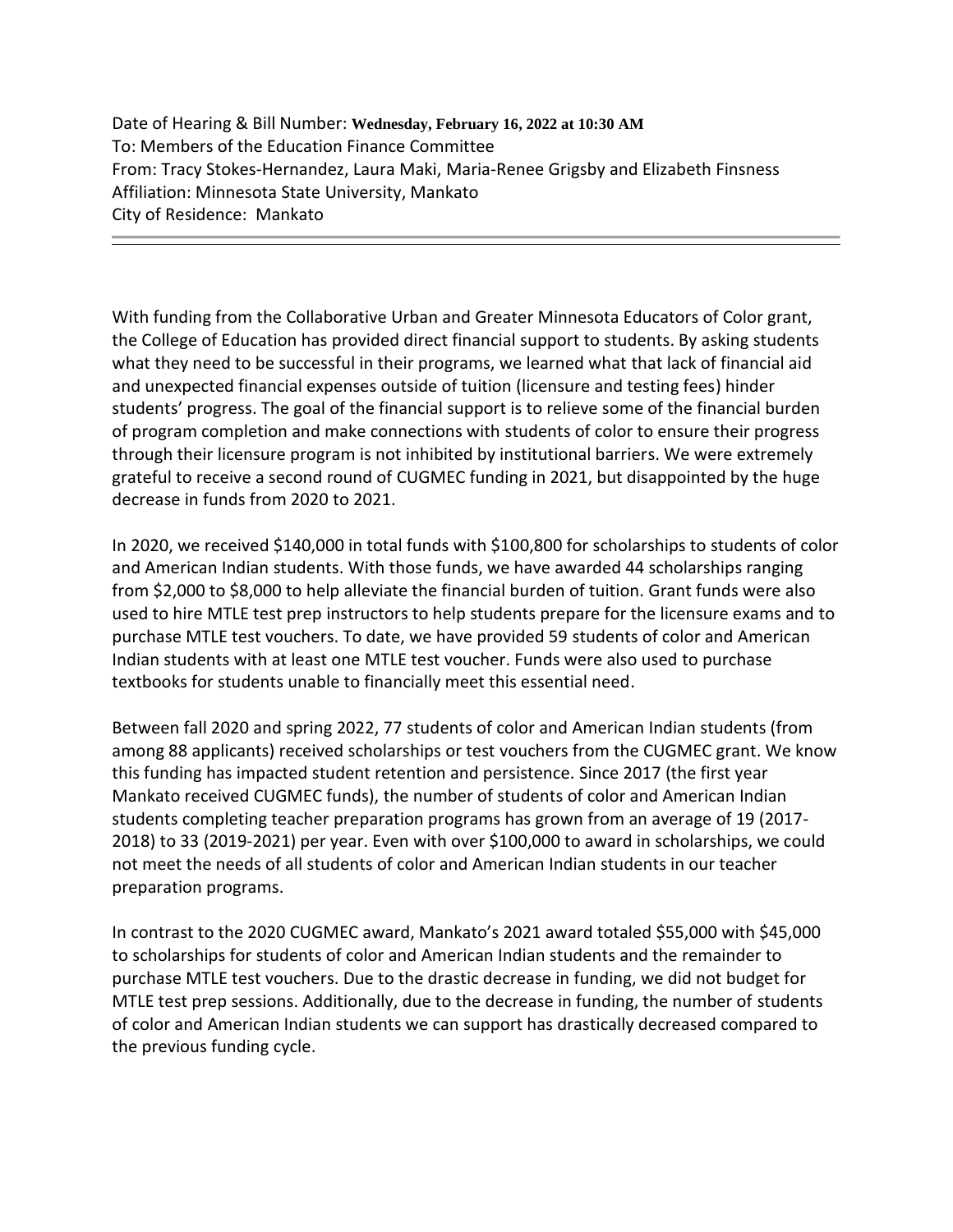Date of Hearing & Bill Number: **Wednesday, February 16, 2022 at 10:30 AM**
To: Members of the Education Finance Committee
From: Tracy Stokes-Hernandez, Laura Maki, Maria-Renee Grigsby and Elizabeth Finsness
Affiliation: Minnesota State University, Mankato
City of Residence: Mankato

---

With funding from the Collaborative Urban and Greater Minnesota Educators of Color grant, the College of Education has provided direct financial support to students. By asking students what they need to be successful in their programs, we learned what that lack of financial aid and unexpected financial expenses outside of tuition (licensure and testing fees) hinder students' progress. The goal of the financial support is to relieve some of the financial burden of program completion and make connections with students of color to ensure their progress through their licensure program is not inhibited by institutional barriers. We were extremely grateful to receive a second round of CUGMEC funding in 2021, but disappointed by the huge decrease in funds from 2020 to 2021.

In 2020, we received $140,000 in total funds with $100,800 for scholarships to students of color and American Indian students. With those funds, we have awarded 44 scholarships ranging from $2,000 to $8,000 to help alleviate the financial burden of tuition. Grant funds were also used to hire MTLE test prep instructors to help students prepare for the licensure exams and to purchase MTLE test vouchers. To date, we have provided 59 students of color and American Indian students with at least one MTLE test voucher. Funds were also used to purchase textbooks for students unable to financially meet this essential need.

Between fall 2020 and spring 2022, 77 students of color and American Indian students (from among 88 applicants) received scholarships or test vouchers from the CUGMEC grant. We know this funding has impacted student retention and persistence. Since 2017 (the first year Mankato received CUGMEC funds), the number of students of color and American Indian students completing teacher preparation programs has grown from an average of 19 (2017-2018) to 33 (2019-2021) per year. Even with over $100,000 to award in scholarships, we could not meet the needs of all students of color and American Indian students in our teacher preparation programs.

In contrast to the 2020 CUGMEC award, Mankato's 2021 award totaled $55,000 with $45,000 to scholarships for students of color and American Indian students and the remainder to purchase MTLE test vouchers. Due to the drastic decrease in funding, we did not budget for MTLE test prep sessions. Additionally, due to the decrease in funding, the number of students of color and American Indian students we can support has drastically decreased compared to the previous funding cycle.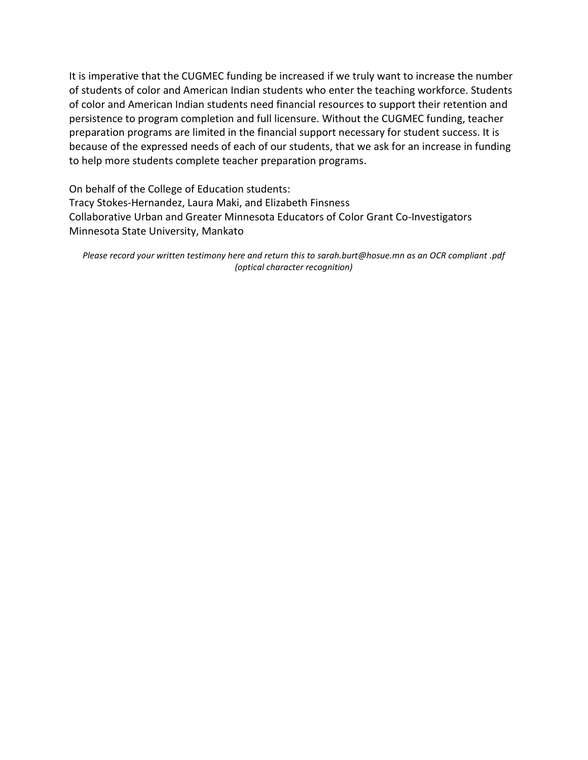It is imperative that the CUGMEC funding be increased if we truly want to increase the number of students of color and American Indian students who enter the teaching workforce. Students of color and American Indian students need financial resources to support their retention and persistence to program completion and full licensure. Without the CUGMEC funding, teacher preparation programs are limited in the financial support necessary for student success. It is because of the expressed needs of each of our students, that we ask for an increase in funding to help more students complete teacher preparation programs.

On behalf of the College of Education students:
Tracy Stokes-Hernandez, Laura Maki, and Elizabeth Finsness
Collaborative Urban and Greater Minnesota Educators of Color Grant Co-Investigators
Minnesota State University, Mankato

*Please record your written testimony here and return this to sarah.burt@hosue.mn as an OCR compliant .pdf (optical character recognition)*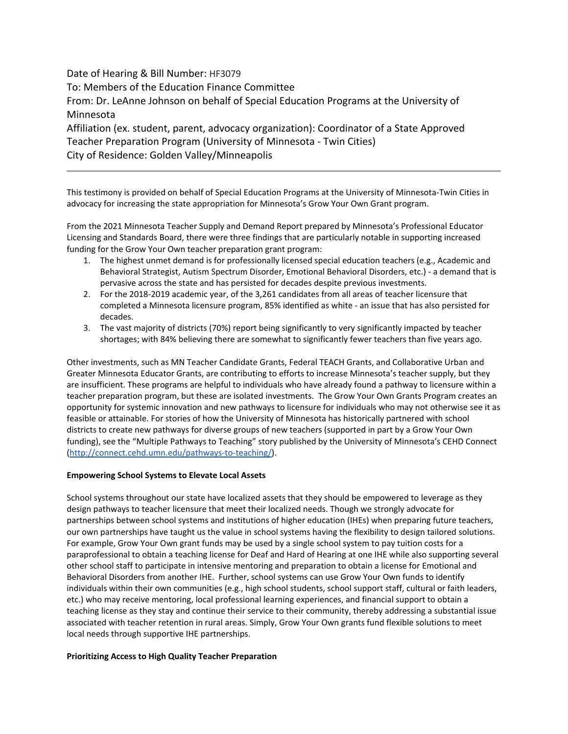Date of Hearing & Bill Number: HF3079
To: Members of the Education Finance Committee
From: Dr. LeAnne Johnson on behalf of Special Education Programs at the University of Minnesota
Affiliation (ex. student, parent, advocacy organization): Coordinator of a State Approved Teacher Preparation Program (University of Minnesota - Twin Cities)
City of Residence: Golden Valley/Minneapolis

---

This testimony is provided on behalf of Special Education Programs at the University of Minnesota-Twin Cities in advocacy for increasing the state appropriation for Minnesota's Grow Your Own Grant program.

From the 2021 Minnesota Teacher Supply and Demand Report prepared by Minnesota's Professional Educator Licensing and Standards Board, there were three findings that are particularly notable in supporting increased funding for the Grow Your Own teacher preparation grant program:

1. The highest unmet demand is for professionally licensed special education teachers (e.g., Academic and Behavioral Strategist, Autism Spectrum Disorder, Emotional Behavioral Disorders, etc.) - a demand that is pervasive across the state and has persisted for decades despite previous investments.
2. For the 2018-2019 academic year, of the 3,261 candidates from all areas of teacher licensure that completed a Minnesota licensure program, 85% identified as white - an issue that has also persisted for decades.
3. The vast majority of districts (70%) report being significantly to very significantly impacted by teacher shortages; with 84% believing there are somewhat to significantly fewer teachers than five years ago.

Other investments, such as MN Teacher Candidate Grants, Federal TEACH Grants, and Collaborative Urban and Greater Minnesota Educator Grants, are contributing to efforts to increase Minnesota's teacher supply, but they are insufficient. These programs are helpful to individuals who have already found a pathway to licensure within a teacher preparation program, but these are isolated investments. The Grow Your Own Grants Program creates an opportunity for systemic innovation and new pathways to licensure for individuals who may not otherwise see it as feasible or attainable. For stories of how the University of Minnesota has historically partnered with school districts to create new pathways for diverse groups of new teachers (supported in part by a Grow Your Own funding), see the "Multiple Pathways to Teaching" story published by the University of Minnesota's CEHD Connect (http://connect.cehd.umn.edu/pathways-to-teaching/).

**Empowering School Systems to Elevate Local Assets**

School systems throughout our state have localized assets that they should be empowered to leverage as they design pathways to teacher licensure that meet their localized needs. Though we strongly advocate for partnerships between school systems and institutions of higher education (IHEs) when preparing future teachers, our own partnerships have taught us the value in school systems having the flexibility to design tailored solutions. For example, Grow Your Own grant funds may be used by a single school system to pay tuition costs for a paraprofessional to obtain a teaching license for Deaf and Hard of Hearing at one IHE while also supporting several other school staff to participate in intensive mentoring and preparation to obtain a license for Emotional and Behavioral Disorders from another IHE. Further, school systems can use Grow Your Own funds to identify individuals within their own communities (e.g., high school students, school support staff, cultural or faith leaders, etc.) who may receive mentoring, local professional learning experiences, and financial support to obtain a teaching license as they stay and continue their service to their community, thereby addressing a substantial issue associated with teacher retention in rural areas. Simply, Grow Your Own grants fund flexible solutions to meet local needs through supportive IHE partnerships.

**Prioritizing Access to High Quality Teacher Preparation**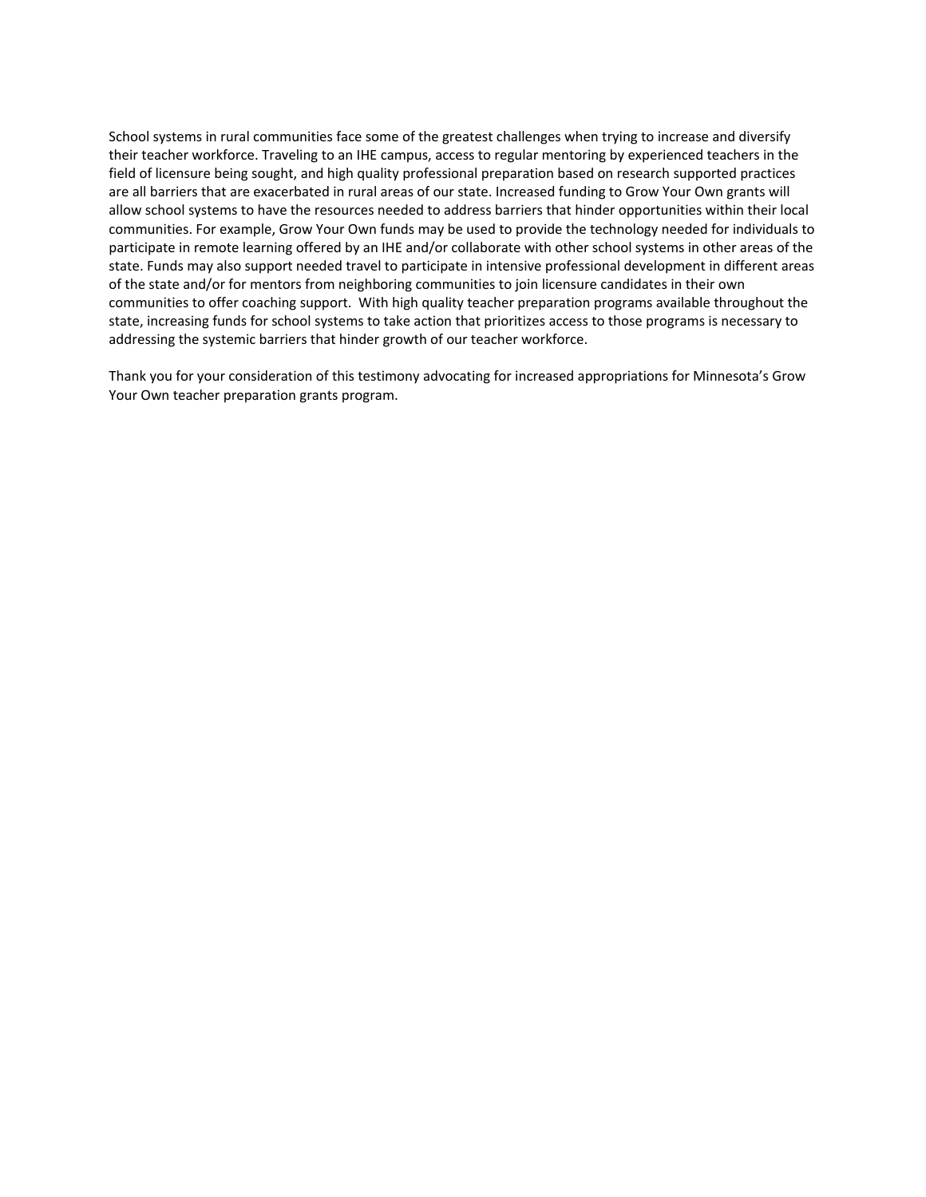School systems in rural communities face some of the greatest challenges when trying to increase and diversify their teacher workforce. Traveling to an IHE campus, access to regular mentoring by experienced teachers in the field of licensure being sought, and high quality professional preparation based on research supported practices are all barriers that are exacerbated in rural areas of our state. Increased funding to Grow Your Own grants will allow school systems to have the resources needed to address barriers that hinder opportunities within their local communities. For example, Grow Your Own funds may be used to provide the technology needed for individuals to participate in remote learning offered by an IHE and/or collaborate with other school systems in other areas of the state. Funds may also support needed travel to participate in intensive professional development in different areas of the state and/or for mentors from neighboring communities to join licensure candidates in their own communities to offer coaching support. With high quality teacher preparation programs available throughout the state, increasing funds for school systems to take action that prioritizes access to those programs is necessary to addressing the systemic barriers that hinder growth of our teacher workforce.

Thank you for your consideration of this testimony advocating for increased appropriations for Minnesota's Grow Your Own teacher preparation grants program.